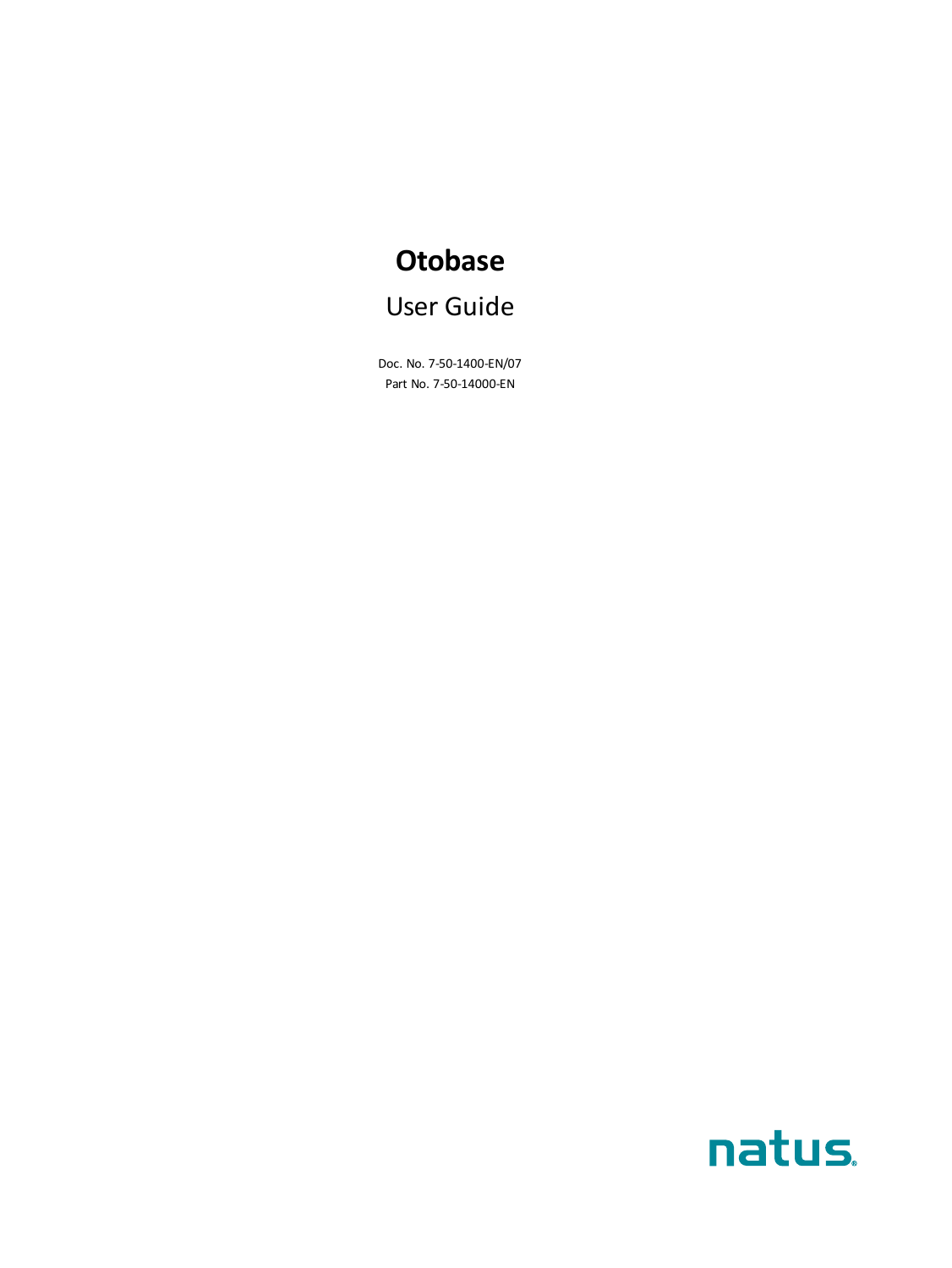# Otobase

## User Guide

Doc. No. 7-50-1400-EN/07

Part No. 7-50-14000-EN

natus.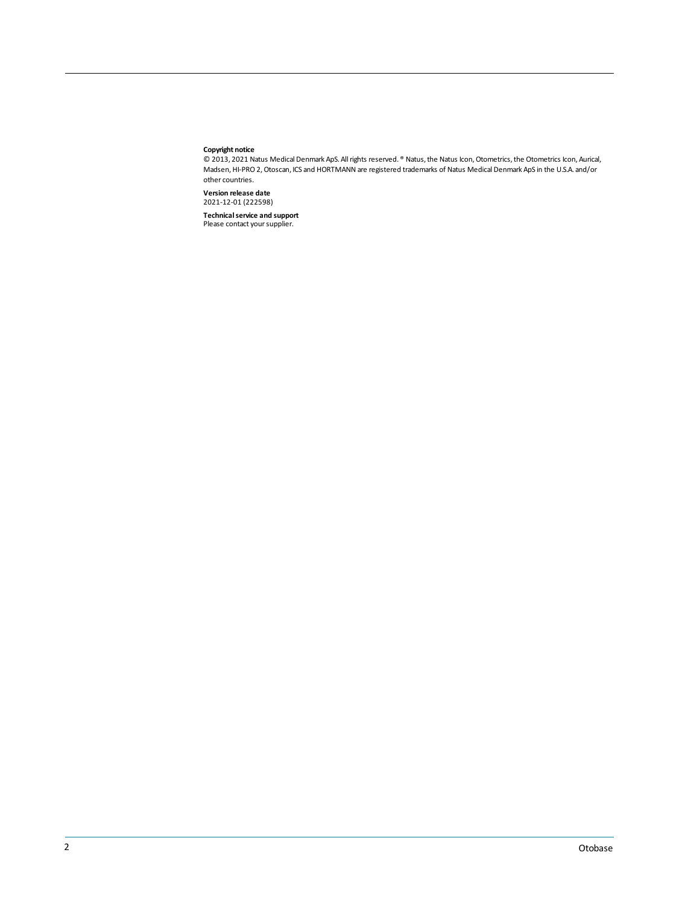**Copyright notice**

© 2013, 2021 Natus Medical Denmark ApS. All rights reserved. ® Natus, the Natus Icon, Otometrics, the Otometrics Icon, Aurical, Madsen, HI-PRO 2, Otoscan, ICS and HORTMANN are registered trademarks of Natus Medical Denmark ApS in the U.S.A. and/or other countries.

**Version release date**

2021-12-01 (222598)

**Technical service and support**

Please contact your supplier.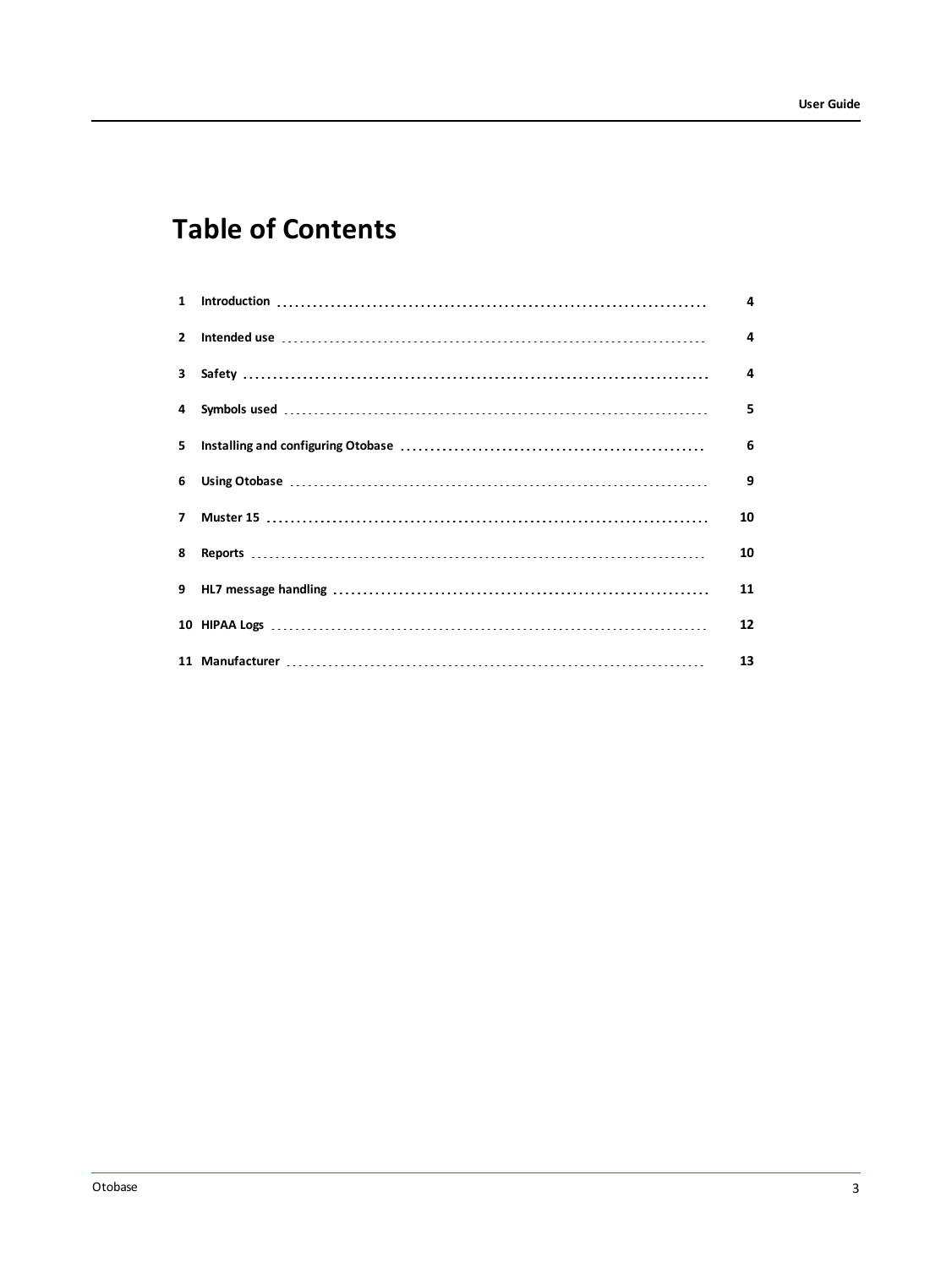# Table of Contents

| | | |
|---|---|---|
| 1 | Introduction | 4 |
| 2 | Intended use | 4 |
| 3 | Safety | 4 |
| 4 | Symbols used | 5 |
| 5 | Installing and configuring Otobase | 6 |
| 6 | Using Otobase | 9 |
| 7 | Muster 15 | 10 |
| 8 | Reports | 10 |
| 9 | HL7 message handling | 11 |
| 10 | HIPAA Logs | 12 |
| 11 | Manufacturer | 13 |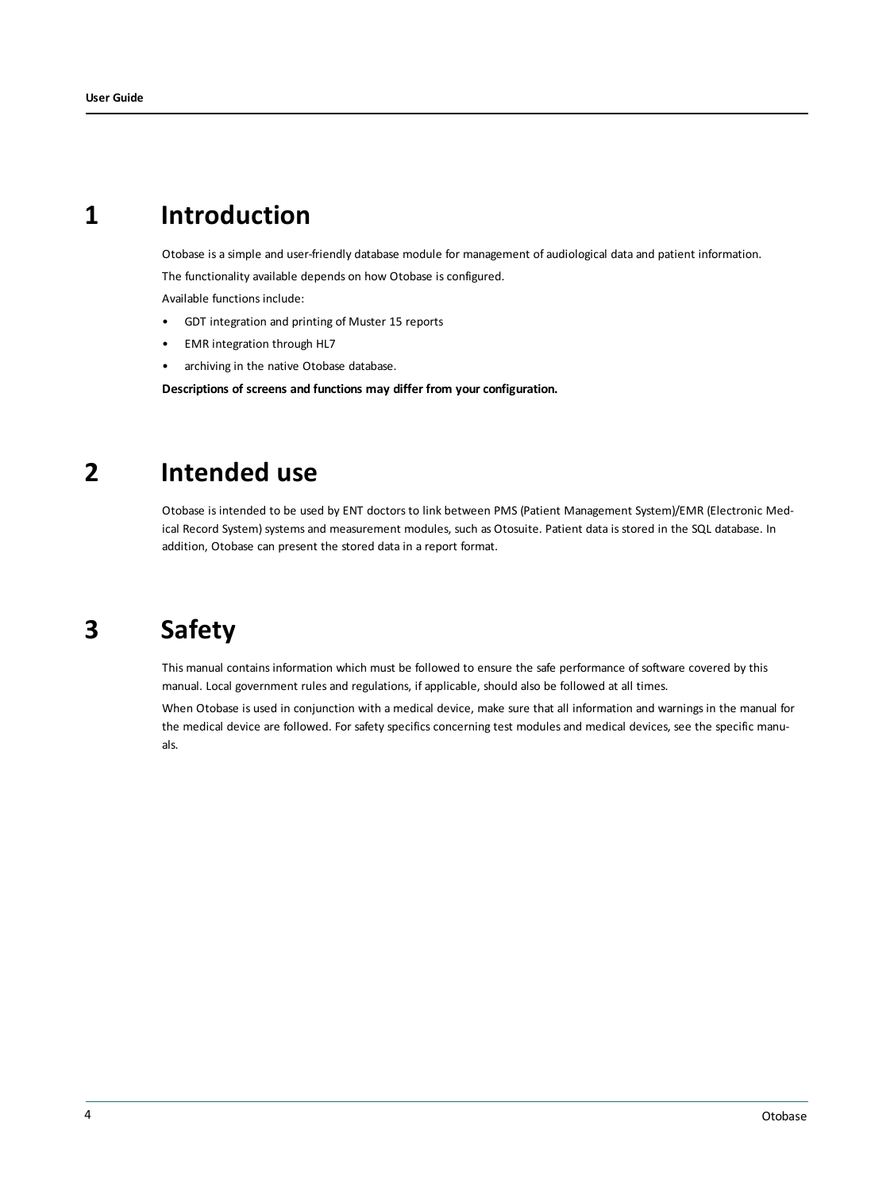# 1 Introduction

Otobase is a simple and user-friendly database module for management of audiological data and patient information.

The functionality available depends on how Otobase is configured.

Available functions include:

- GDT integration and printing of Muster 15 reports
- EMR integration through HL7
- archiving in the native Otobase database.

**Descriptions of screens and functions may differ from your configuration.**

# 2 Intended use

Otobase is intended to be used by ENT doctors to link between PMS (Patient Management System)/EMR (Electronic Medical Record System) systems and measurement modules, such as Otosuite. Patient data is stored in the SQL database. In addition, Otobase can present the stored data in a report format.

# 3 Safety

This manual contains information which must be followed to ensure the safe performance of software covered by this manual. Local government rules and regulations, if applicable, should also be followed at all times.

When Otobase is used in conjunction with a medical device, make sure that all information and warnings in the manual for the medical device are followed. For safety specifics concerning test modules and medical devices, see the specific manuals.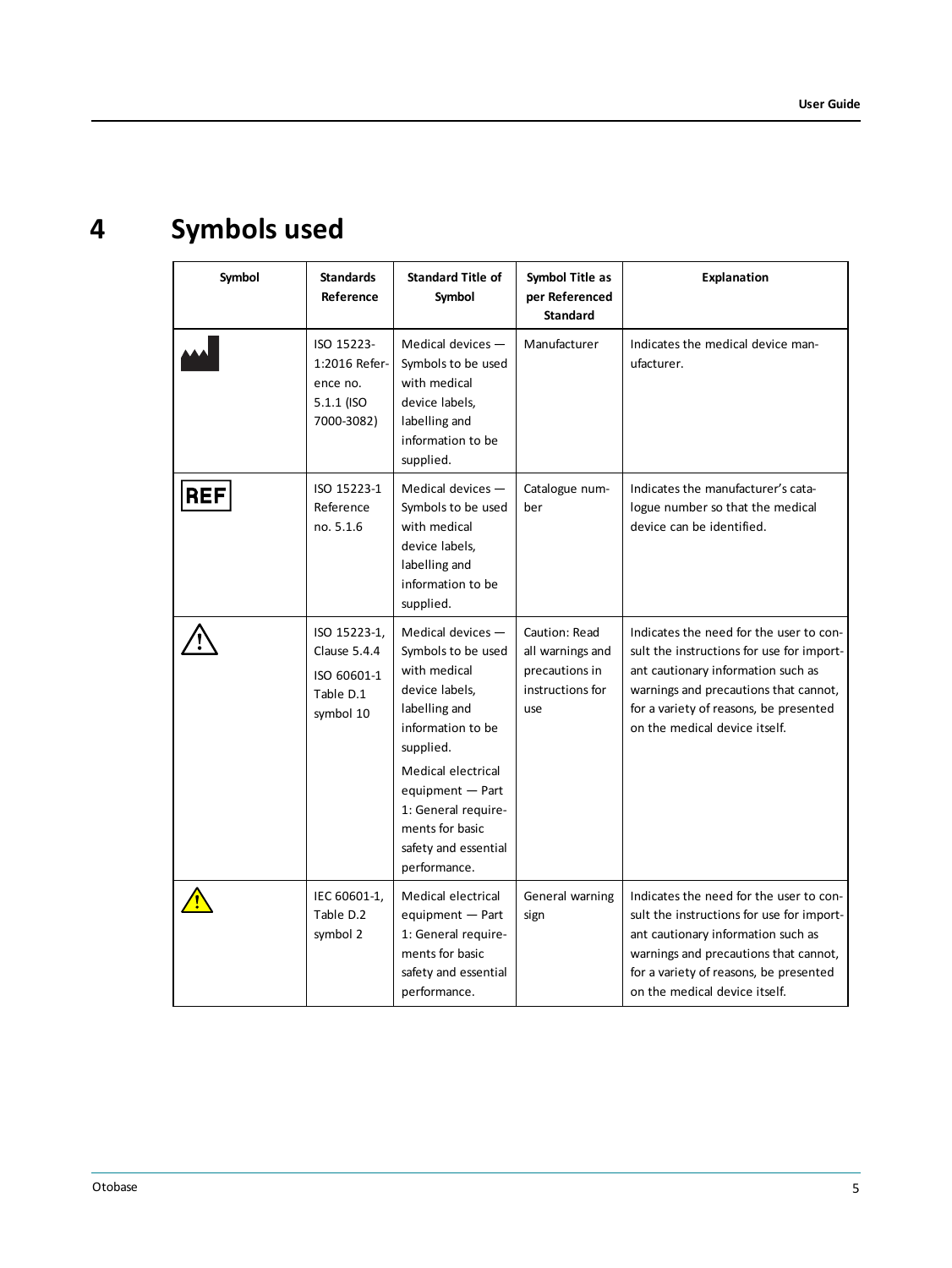# 4 Symbols used

| Symbol | Standards Reference | Standard Title of Symbol | Symbol Title as per Referenced Standard | Explanation |
|---|---|---|---|---|
| | ISO 15223-1:2016 Reference no. 5.1.1 (ISO 7000-3082) | Medical devices — Symbols to be used with medical device labels, labelling and information to be supplied. | Manufacturer | Indicates the medical device manufacturer. |
| REF | ISO 15223-1 Reference no. 5.1.6 | Medical devices — Symbols to be used with medical device labels, labelling and information to be supplied. | Catalogue number | Indicates the manufacturer's catalogue number so that the medical device can be identified. |
| | ISO 15223-1, Clause 5.4.4<br>ISO 60601-1 Table D.1 symbol 10 | Medical devices — Symbols to be used with medical device labels, labelling and information to be supplied.<br>Medical electrical equipment — Part 1: General requirements for basic safety and essential performance. | Caution: Read all warnings and precautions in instructions for use | Indicates the need for the user to consult the instructions for use for important cautionary information such as warnings and precautions that cannot, for a variety of reasons, be presented on the medical device itself. |
| | IEC 60601-1, Table D.2 symbol 2 | Medical electrical equipment — Part 1: General requirements for basic safety and essential performance. | General warning sign | Indicates the need for the user to consult the instructions for use for important cautionary information such as warnings and precautions that cannot, for a variety of reasons, be presented on the medical device itself. |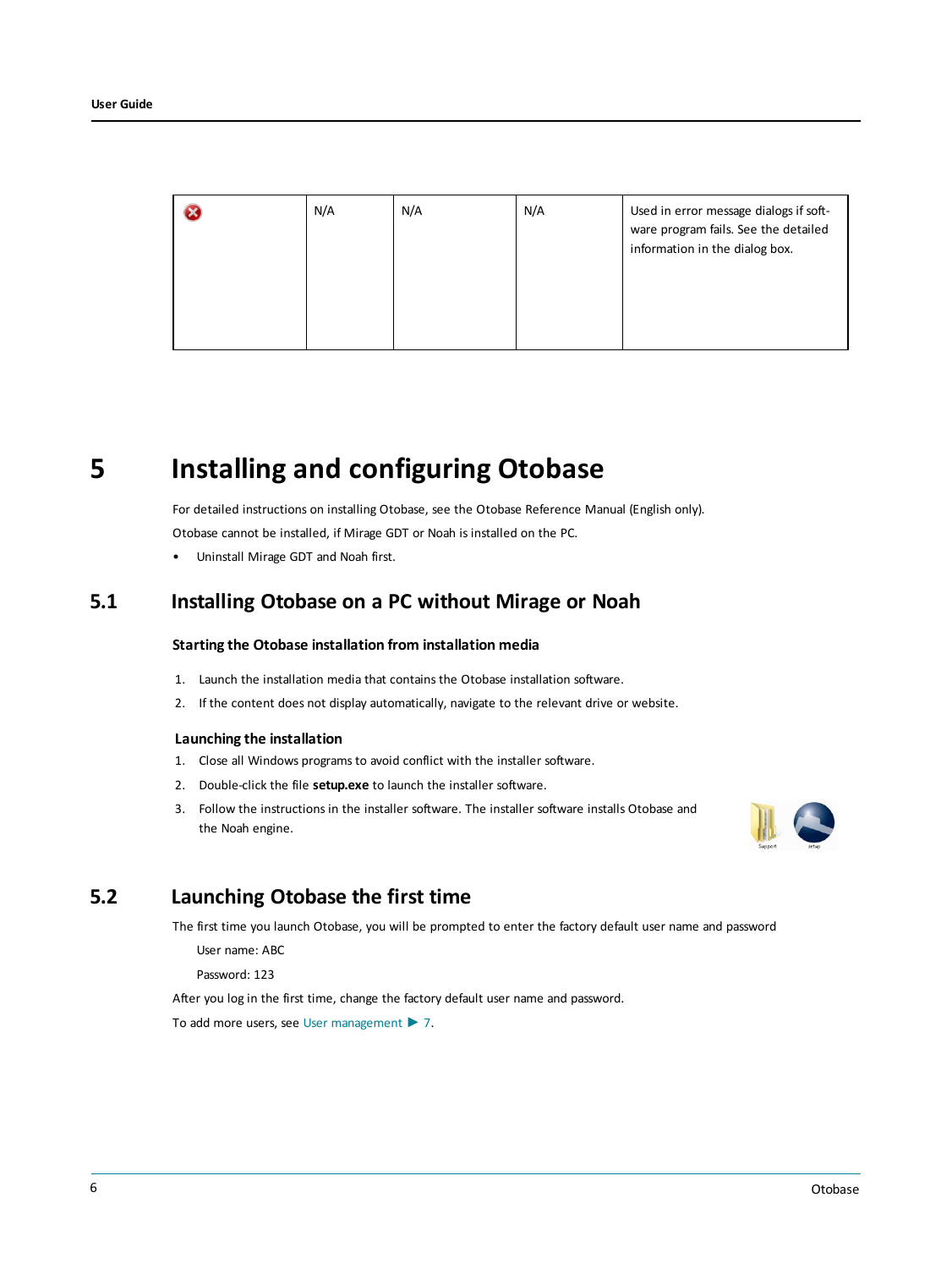|  | N/A | N/A | N/A | Used in error message dialogs if software program fails. See the detailed information in the dialog box. |
|---|---|---|---|---|

# 5 Installing and configuring Otobase

For detailed instructions on installing Otobase, see the Otobase Reference Manual (English only).

Otobase cannot be installed, if Mirage GDT or Noah is installed on the PC.

- Uninstall Mirage GDT and Noah first.

## 5.1 Installing Otobase on a PC without Mirage or Noah

### Starting the Otobase installation from installation media

1. Launch the installation media that contains the Otobase installation software.
2. If the content does not display automatically, navigate to the relevant drive or website.

### Launching the installation

1. Close all Windows programs to avoid conflict with the installer software.
2. Double-click the file **setup.exe** to launch the installer software.
3. Follow the instructions in the installer software. The installer software installs Otobase and the Noah engine.

## 5.2 Launching Otobase the first time

The first time you launch Otobase, you will be prompted to enter the factory default user name and password

User name: ABC

Password: 123

After you log in the first time, change the factory default user name and password.

To add more users, see User management ▶ 7.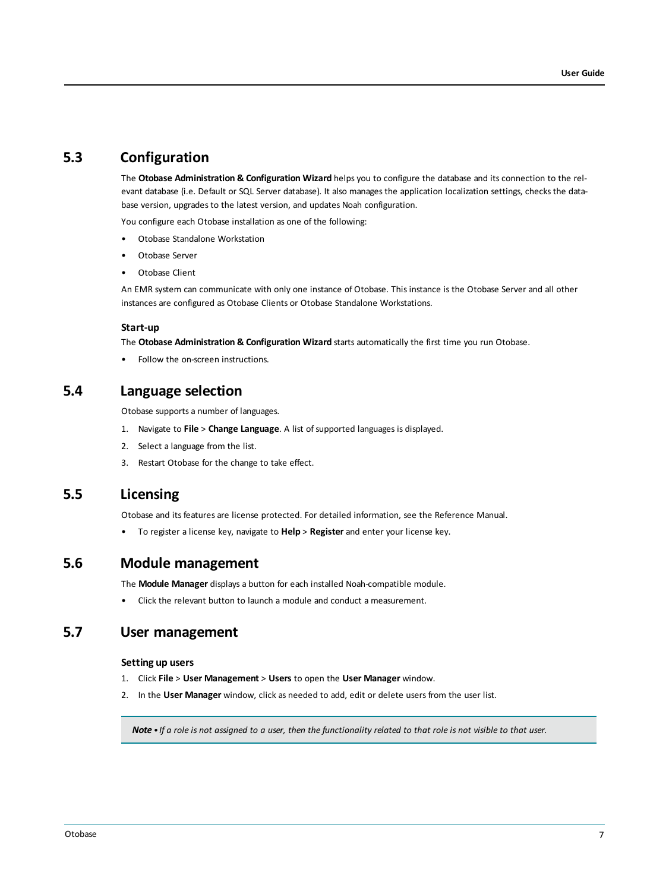## 5.3 Configuration

The **Otobase Administration & Configuration Wizard** helps you to configure the database and its connection to the relevant database (i.e. Default or SQL Server database). It also manages the application localization settings, checks the database version, upgrades to the latest version, and updates Noah configuration.

You configure each Otobase installation as one of the following:

- Otobase Standalone Workstation
- Otobase Server
- Otobase Client

An EMR system can communicate with only one instance of Otobase. This instance is the Otobase Server and all other instances are configured as Otobase Clients or Otobase Standalone Workstations.

### Start-up

The **Otobase Administration & Configuration Wizard** starts automatically the first time you run Otobase.

- Follow the on-screen instructions.

## 5.4 Language selection

Otobase supports a number of languages.

1. Navigate to **File** > **Change Language**. A list of supported languages is displayed.
2. Select a language from the list.
3. Restart Otobase for the change to take effect.

## 5.5 Licensing

Otobase and its features are license protected. For detailed information, see the Reference Manual.

- To register a license key, navigate to **Help** > **Register** and enter your license key.

## 5.6 Module management

The **Module Manager** displays a button for each installed Noah-compatible module.

- Click the relevant button to launch a module and conduct a measurement.

## 5.7 User management

### Setting up users

1. Click **File** > **User Management** > **Users** to open the **User Manager** window.
2. In the **User Manager** window, click as needed to add, edit or delete users from the user list.

> ***Note*** • *If a role is not assigned to a user, then the functionality related to that role is not visible to that user.*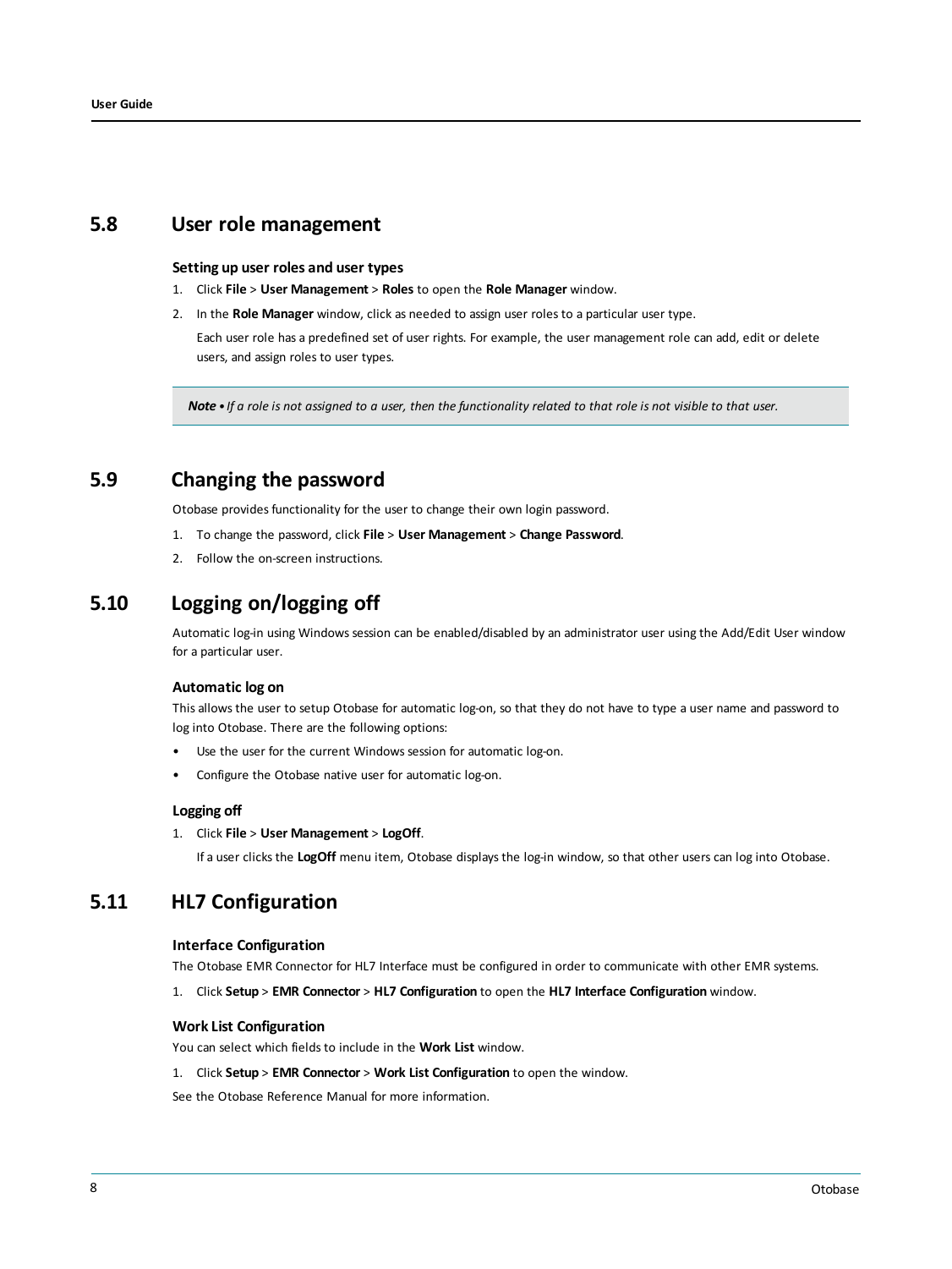## 5.8 User role management

### Setting up user roles and user types

1. Click **File** > **User Management** > **Roles** to open the **Role Manager** window.
2. In the **Role Manager** window, click as needed to assign user roles to a particular user type.

   Each user role has a predefined set of user rights. For example, the user management role can add, edit or delete users, and assign roles to user types.

> ***Note** • If a role is not assigned to a user, then the functionality related to that role is not visible to that user.*

## 5.9 Changing the password

Otobase provides functionality for the user to change their own login password.

1. To change the password, click **File** > **User Management** > **Change Password**.
2. Follow the on-screen instructions.

## 5.10 Logging on/logging off

Automatic log-in using Windows session can be enabled/disabled by an administrator user using the Add/Edit User window for a particular user.

### Automatic log on

This allows the user to setup Otobase for automatic log-on, so that they do not have to type a user name and password to log into Otobase. There are the following options:

- Use the user for the current Windows session for automatic log-on.
- Configure the Otobase native user for automatic log-on.

### Logging off

1. Click **File** > **User Management** > **LogOff**.

   If a user clicks the **LogOff** menu item, Otobase displays the log-in window, so that other users can log into Otobase.

## 5.11 HL7 Configuration

### Interface Configuration

The Otobase EMR Connector for HL7 Interface must be configured in order to communicate with other EMR systems.

1. Click **Setup** > **EMR Connector** > **HL7 Configuration** to open the **HL7 Interface Configuration** window.

### Work List Configuration

You can select which fields to include in the **Work List** window.

1. Click **Setup** > **EMR Connector** > **Work List Configuration** to open the window.

See the Otobase Reference Manual for more information.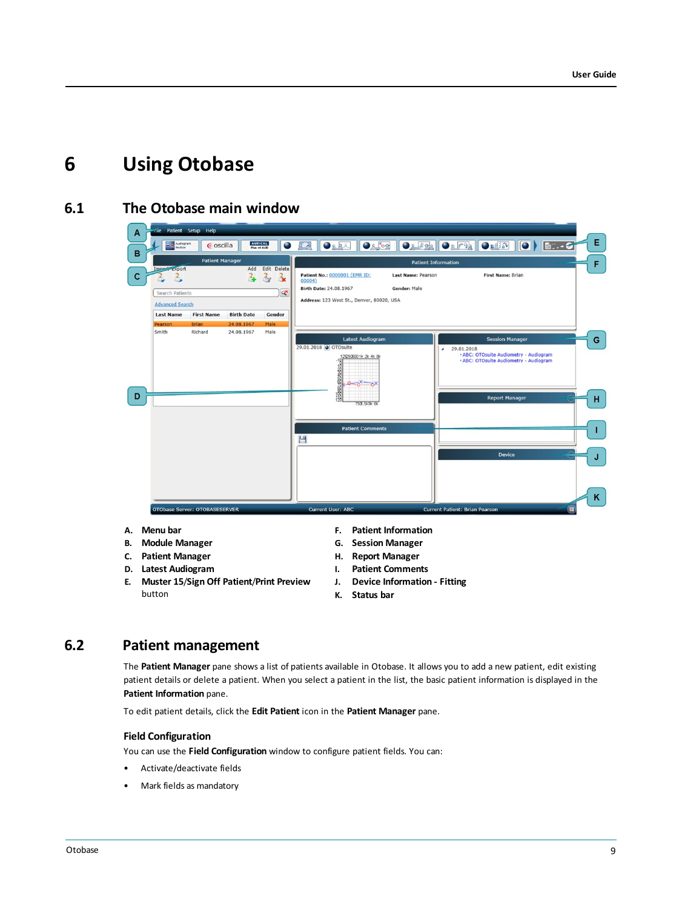# 6 Using Otobase

## 6.1 The Otobase main window

A. **Menu bar**
B. **Module Manager**
C. **Patient Manager**
D. **Latest Audiogram**
E. **Muster 15/Sign Off Patient/Print Preview** button
F. **Patient Information**
G. **Session Manager**
H. **Report Manager**
I. **Patient Comments**
J. **Device Information - Fitting**
K. **Status bar**

## 6.2 Patient management

The **Patient Manager** pane shows a list of patients available in Otobase. It allows you to add a new patient, edit existing patient details or delete a patient. When you select a patient in the list, the basic patient information is displayed in the **Patient Information** pane.

To edit patient details, click the **Edit Patient** icon in the **Patient Manager** pane.

### Field Configuration

You can use the **Field Configuration** window to configure patient fields. You can:

- Activate/deactivate fields
- Mark fields as mandatory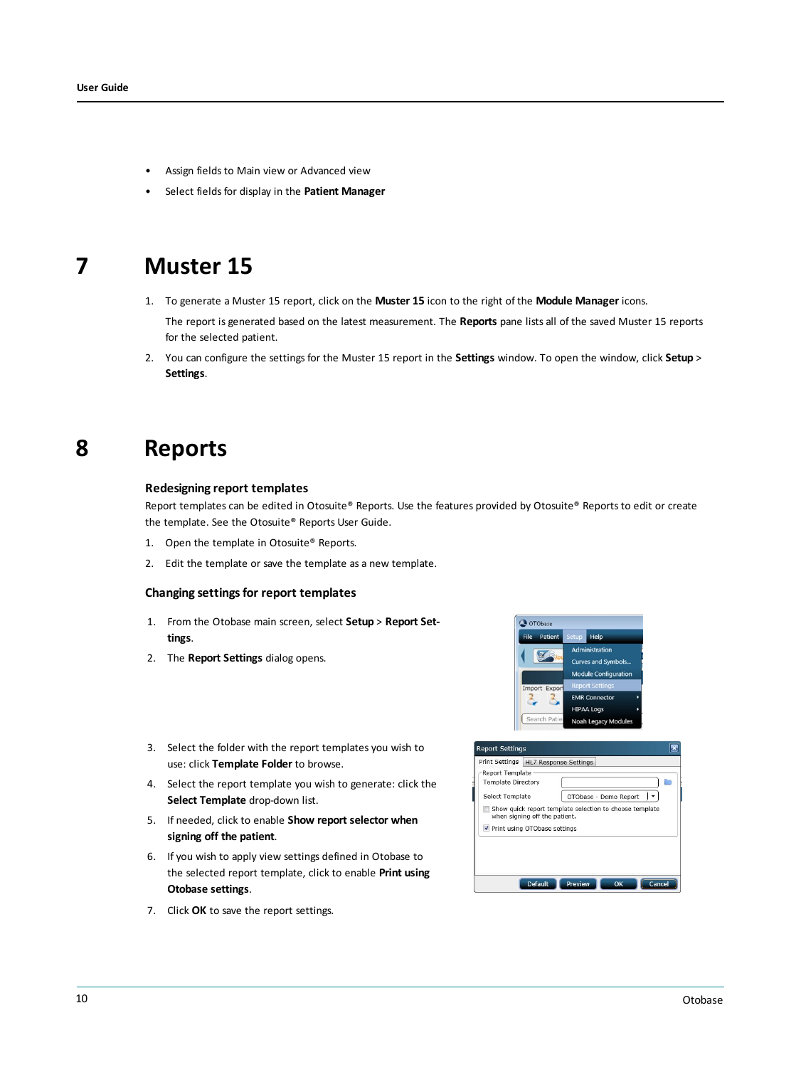- Assign fields to Main view or Advanced view
- Select fields for display in the **Patient Manager**

# 7 Muster 15

1. To generate a Muster 15 report, click on the **Muster 15** icon to the right of the **Module Manager** icons.

   The report is generated based on the latest measurement. The **Reports** pane lists all of the saved Muster 15 reports for the selected patient.

2. You can configure the settings for the Muster 15 report in the **Settings** window. To open the window, click **Setup** > **Settings**.

# 8 Reports

### Redesigning report templates

Report templates can be edited in Otosuite® Reports. Use the features provided by Otosuite® Reports to edit or create the template. See the Otosuite® Reports User Guide.

1. Open the template in Otosuite® Reports.
2. Edit the template or save the template as a new template.

### Changing settings for report templates

1. From the Otobase main screen, select **Setup** > **Report Settings**.
2. The **Report Settings** dialog opens.
3. Select the folder with the report templates you wish to use: click **Template Folder** to browse.
4. Select the report template you wish to generate: click the **Select Template** drop-down list.
5. If needed, click to enable **Show report selector when signing off the patient**.
6. If you wish to apply view settings defined in Otobase to the selected report template, click to enable **Print using Otobase settings**.
7. Click **OK** to save the report settings.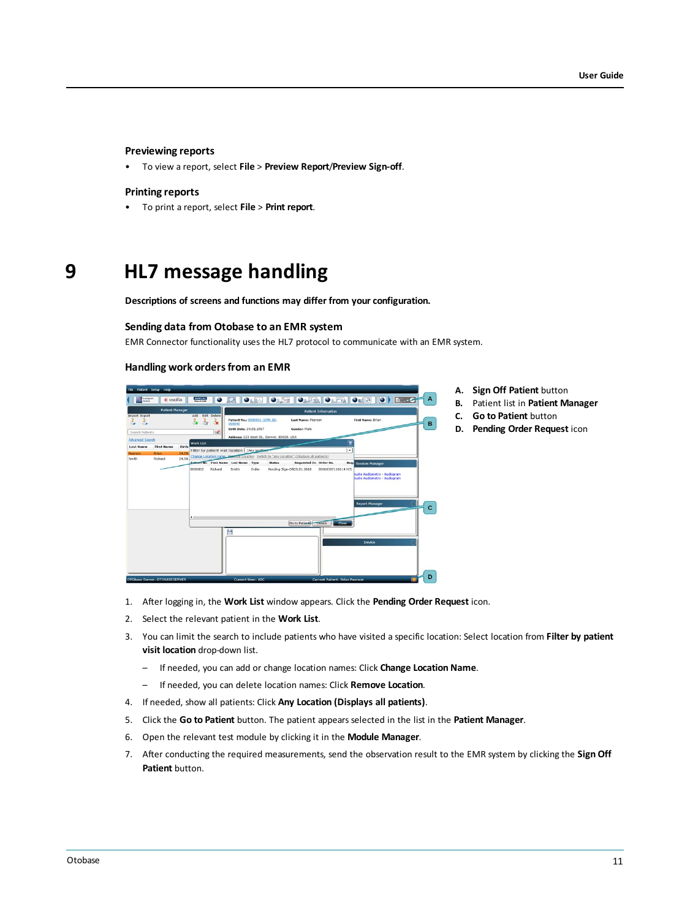### Previewing reports

- To view a report, select **File** > **Preview Report**/**Preview Sign-off**.

### Printing reports

- To print a report, select **File** > **Print report**.

# 9 HL7 message handling

**Descriptions of screens and functions may differ from your configuration.**

### Sending data from Otobase to an EMR system

EMR Connector functionality uses the HL7 protocol to communicate with an EMR system.

### Handling work orders from an EMR

A. **Sign Off Patient** button
B. Patient list in **Patient Manager**
C. **Go to Patient** button
D. **Pending Order Request** icon

1. After logging in, the **Work List** window appears. Click the **Pending Order Request** icon.
2. Select the relevant patient in the **Work List**.
3. You can limit the search to include patients who have visited a specific location: Select location from **Filter by patient visit location** drop-down list.
   – If needed, you can add or change location names: Click **Change Location Name**.
   – If needed, you can delete location names: Click **Remove Location**.
4. If needed, show all patients: Click **Any Location (Displays all patients)**.
5. Click the **Go to Patient** button. The patient appears selected in the list in the **Patient Manager**.
6. Open the relevant test module by clicking it in the **Module Manager**.
7. After conducting the required measurements, send the observation result to the EMR system by clicking the **Sign Off Patient** button.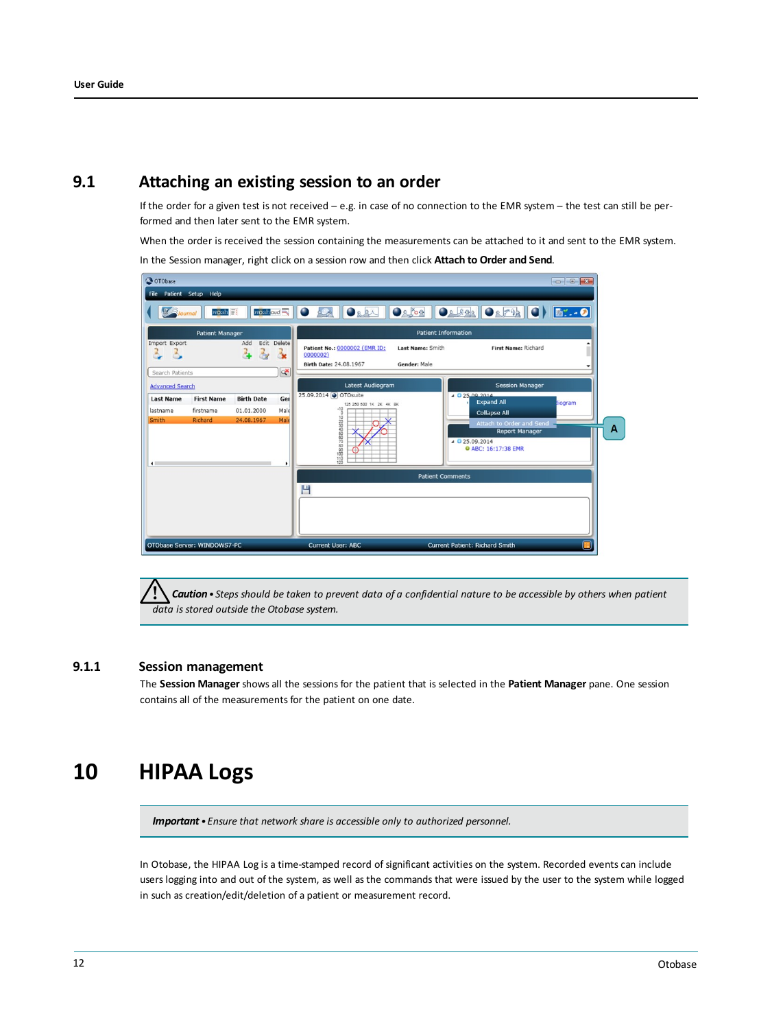## 9.1 Attaching an existing session to an order

If the order for a given test is not received – e.g. in case of no connection to the EMR system – the test can still be performed and then later sent to the EMR system.

When the order is received the session containing the measurements can be attached to it and sent to the EMR system.

In the Session manager, right click on a session row and then click **Attach to Order and Send**.

> ⚠ ***Caution*** • *Steps should be taken to prevent data of a confidential nature to be accessible by others when patient data is stored outside the Otobase system.*

### 9.1.1 Session management

The **Session Manager** shows all the sessions for the patient that is selected in the **Patient Manager** pane. One session contains all of the measurements for the patient on one date.

# 10 HIPAA Logs

> ***Important*** • *Ensure that network share is accessible only to authorized personnel.*

In Otobase, the HIPAA Log is a time-stamped record of significant activities on the system. Recorded events can include users logging into and out of the system, as well as the commands that were issued by the user to the system while logged in such as creation/edit/deletion of a patient or measurement record.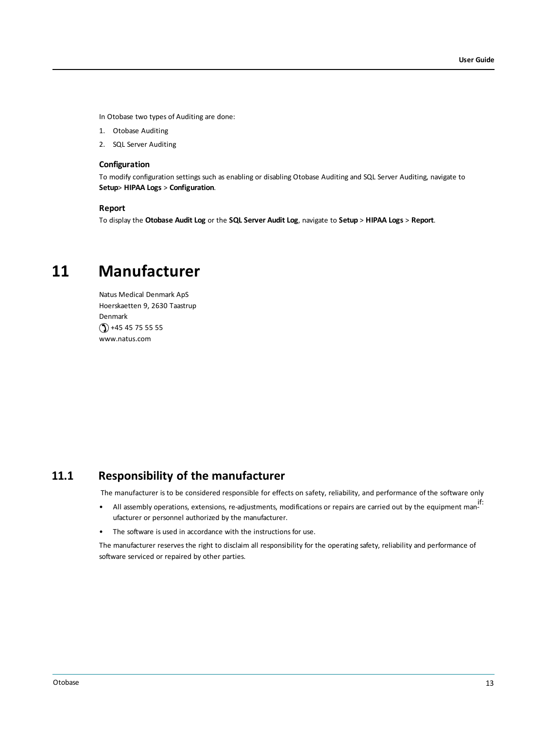In Otobase two types of Auditing are done:

1. Otobase Auditing
2. SQL Server Auditing

### Configuration

To modify configuration settings such as enabling or disabling Otobase Auditing and SQL Server Auditing, navigate to **Setup**> **HIPAA Logs** > **Configuration**.

### Report

To display the **Otobase Audit Log** or the **SQL Server Audit Log**, navigate to **Setup** > **HIPAA Logs** > **Report**.

# 11 Manufacturer

Natus Medical Denmark ApS
Hoerskaetten 9, 2630 Taastrup
Denmark
+45 45 75 55 55
www.natus.com

## 11.1 Responsibility of the manufacturer

The manufacturer is to be considered responsible for effects on safety, reliability, and performance of the software only if:

- All assembly operations, extensions, re-adjustments, modifications or repairs are carried out by the equipment manufacturer or personnel authorized by the manufacturer.
- The software is used in accordance with the instructions for use.

The manufacturer reserves the right to disclaim all responsibility for the operating safety, reliability and performance of software serviced or repaired by other parties.